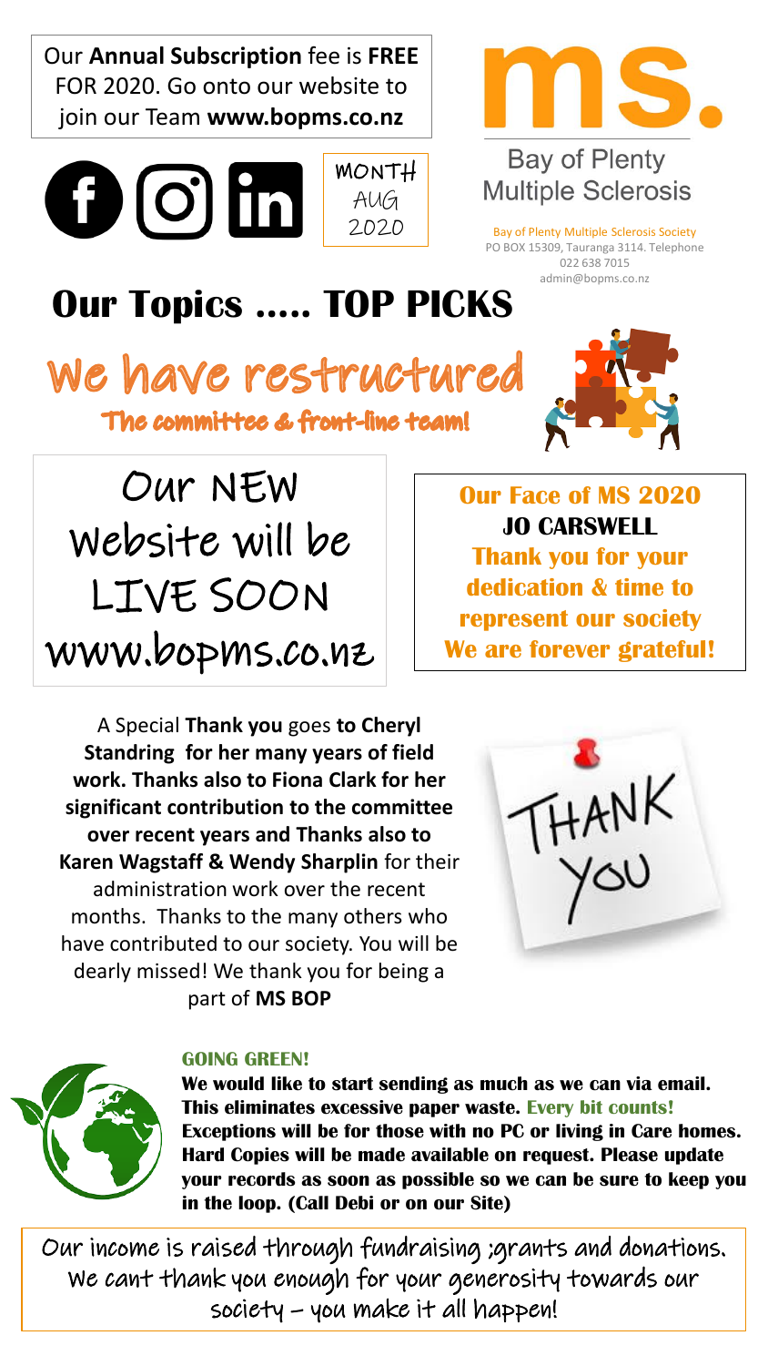Our **Annual Subscription** fee is **FREE** FOR 2020. Go onto our website to join our Team **www.bopms.co.nz**

MONTH
AUG
2020

**ms.**

Bay of Plenty
Multiple Sclerosis

Bay of Plenty Multiple Sclerosis Society
PO BOX 15309, Tauranga 3114. Telephone 022 638 7015
admin@bopms.co.nz

# Our Topics ….. TOP PICKS

## We have restructured

### The committee & front-line team!

Our NEW Website will be LIVE SOON www.bopms.co.nz

**Our Face of MS 2020**
**JO CARSWELL**
**Thank you for your dedication & time to represent our society**
**We are forever grateful!**

A Special **Thank you** goes **to Cheryl Standring for her many years of field work. Thanks also to Fiona Clark for her significant contribution to the committee over recent years and Thanks also to Karen Wagstaff & Wendy Sharplin** for their administration work over the recent months. Thanks to the many others who have contributed to our society. You will be dearly missed! We thank you for being a part of **MS BOP**

THANK YOU

**GOING GREEN!**

**We would like to start sending as much as we can via email. This eliminates excessive paper waste. Every bit counts! Exceptions will be for those with no PC or living in Care homes. Hard Copies will be made available on request. Please update your records as soon as possible so we can be sure to keep you in the loop. (Call Debi or on our Site)**

Our income is raised through fundraising ;grants and donations. We cant thank you enough for your generosity towards our society – you make it all happen!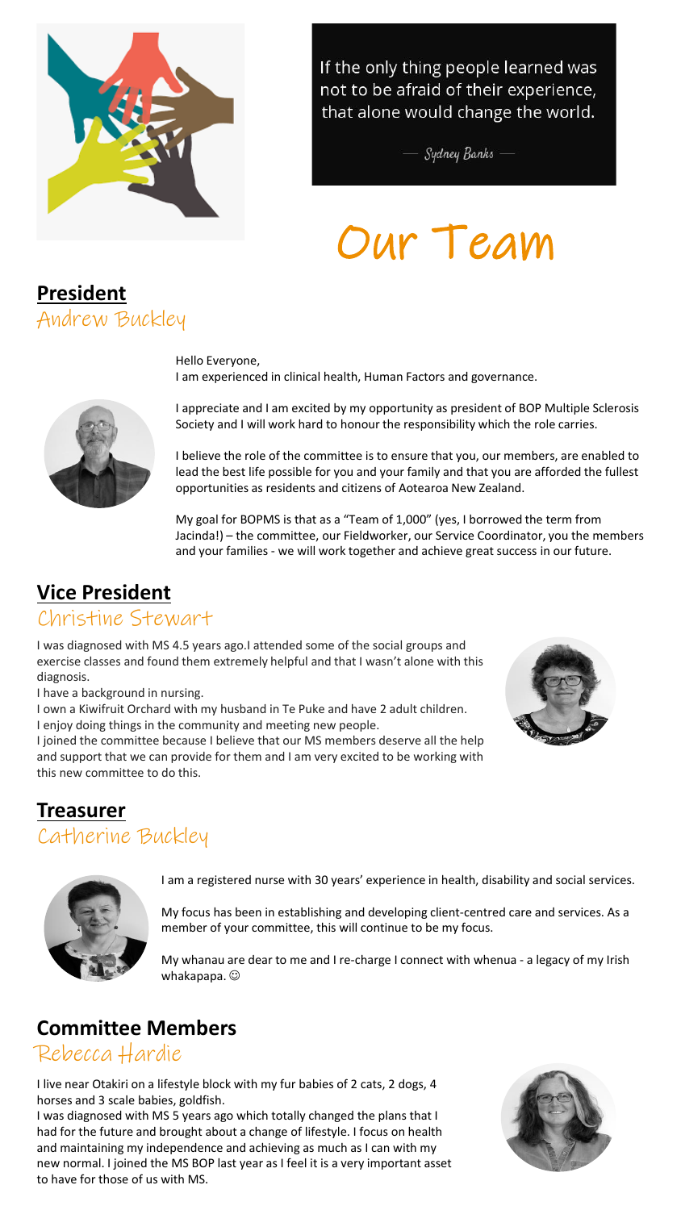If the only thing people learned was not to be afraid of their experience, that alone would change the world.

— Sydney Banks —

# Our Team

## President

### Andrew Buckley

Hello Everyone,
I am experienced in clinical health, Human Factors and governance.

I appreciate and I am excited by my opportunity as president of BOP Multiple Sclerosis Society and I will work hard to honour the responsibility which the role carries.

I believe the role of the committee is to ensure that you, our members, are enabled to lead the best life possible for you and your family and that you are afforded the fullest opportunities as residents and citizens of Aotearoa New Zealand.

My goal for BOPMS is that as a "Team of 1,000" (yes, I borrowed the term from Jacinda!) – the committee, our Fieldworker, our Service Coordinator, you the members and your families - we will work together and achieve great success in our future.

## Vice President

### Christine Stewart

I was diagnosed with MS 4.5 years ago.I attended some of the social groups and exercise classes and found them extremely helpful and that I wasn't alone with this diagnosis.
I have a background in nursing.
I own a Kiwifruit Orchard with my husband in Te Puke and have 2 adult children.
I enjoy doing things in the community and meeting new people.
I joined the committee because I believe that our MS members deserve all the help and support that we can provide for them and I am very excited to be working with this new committee to do this.

## Treasurer

### Catherine Buckley

I am a registered nurse with 30 years' experience in health, disability and social services.

My focus has been in establishing and developing client-centred care and services. As a member of your committee, this will continue to be my focus.

My whanau are dear to me and I re-charge I connect with whenua - a legacy of my Irish whakapapa. ☺

## Committee Members

### Rebecca Hardie

I live near Otakiri on a lifestyle block with my fur babies of 2 cats, 2 dogs, 4 horses and 3 scale babies, goldfish.
I was diagnosed with MS 5 years ago which totally changed the plans that I had for the future and brought about a change of lifestyle. I focus on health and maintaining my independence and achieving as much as I can with my new normal. I joined the MS BOP last year as I feel it is a very important asset to have for those of us with MS.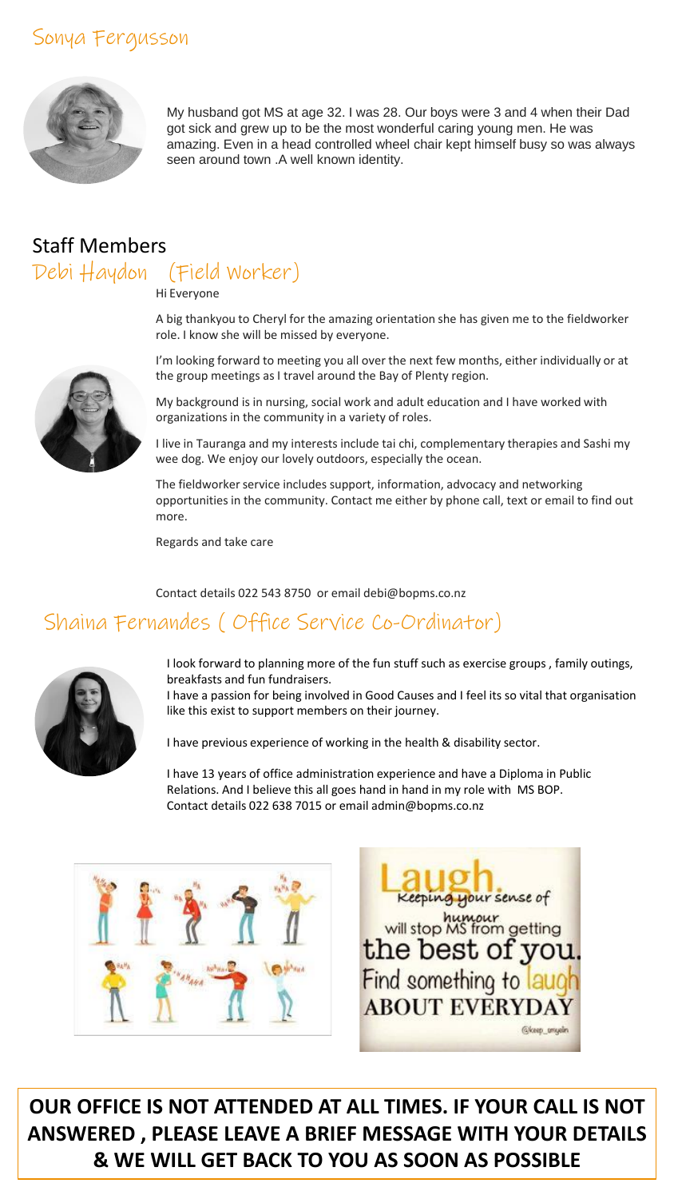## Sonya Fergusson

My husband got MS at age 32. I was 28. Our boys were 3 and 4 when their Dad got sick and grew up to be the most wonderful caring young men. He was amazing. Even in a head controlled wheel chair kept himself busy so was always seen around town .A well known identity.

# Staff Members

## Debi Haydon (Field Worker)

Hi Everyone

A big thankyou to Cheryl for the amazing orientation she has given me to the fieldworker role. I know she will be missed by everyone.

I'm looking forward to meeting you all over the next few months, either individually or at the group meetings as I travel around the Bay of Plenty region.

My background is in nursing, social work and adult education and I have worked with organizations in the community in a variety of roles.

I live in Tauranga and my interests include tai chi, complementary therapies and Sashi my wee dog. We enjoy our lovely outdoors, especially the ocean.

The fieldworker service includes support, information, advocacy and networking opportunities in the community. Contact me either by phone call, text or email to find out more.

Regards and take care

Contact details 022 543 8750 or email debi@bopms.co.nz

## Shaina Fernandes ( Office Service Co-Ordinator)

I look forward to planning more of the fun stuff such as exercise groups , family outings, breakfasts and fun fundraisers.

I have a passion for being involved in Good Causes and I feel its so vital that organisation like this exist to support members on their journey.

I have previous experience of working in the health & disability sector.

I have 13 years of office administration experience and have a Diploma in Public Relations. And I believe this all goes hand in hand in my role with MS BOP.
Contact details 022 638 7015 or email admin@bopms.co.nz

Laugh. Keeping your sense of humour will stop MS from getting the best of you. Find something to laugh ABOUT EVERYDAY

**OUR OFFICE IS NOT ATTENDED AT ALL TIMES. IF YOUR CALL IS NOT ANSWERED , PLEASE LEAVE A BRIEF MESSAGE WITH YOUR DETAILS & WE WILL GET BACK TO YOU AS SOON AS POSSIBLE**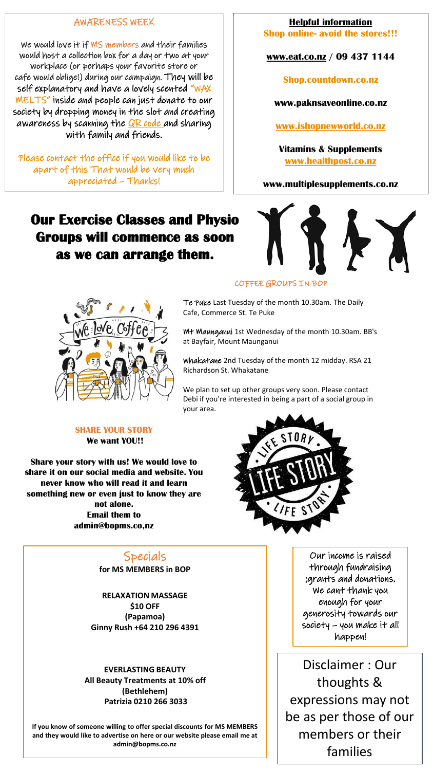## AWARENESS WEEK

We would love it if MS members and their families would host a collection box for a day or two at your workplace (or perhaps your favorite store or cafe would oblige!) during our campaign. They will be self explanatory and have a lovely scented "WAX MELTS" inside and people can just donate to our society by dropping money in the slot and creating awareness by scanning the QR code and sharing with family and friends.

Please contact the office if you would like to be apart of this That would be very much appreciated – Thanks!

**Helpful information**
**Shop online- avoid the stores!!!**

**www.eat.co.nz / 09 437 1144**

**Shop.countdown.co.nz**

**www.paknsaveonline.co.nz**

**www.ishopnewworld.co.nz**

**Vitamins & Supplements**
**www.healthpost.co.nz**

**www.multiplesupplements.co.nz**

# Our Exercise Classes and Physio Groups will commence as soon as we can arrange them.

## COFFEE GROUPS IN BOP

Te Puke Last Tuesday of the month 10.30am. The Daily Cafe, Commerce St. Te Puke

Mt Maunganui 1st Wednesday of the month 10.30am. BB's at Bayfair, Mount Maunganui

Whakatane 2nd Tuesday of the month 12 midday. RSA 21 Richardson St. Whakatane

We plan to set up other groups very soon. Please contact Debi if you're interested in being a part of a social group in your area.

## SHARE YOUR STORY

**We want YOU!!**

**Share your story with us! We would love to share it on our social media and website. You never know who will read it and learn something new or even just to know they are not alone.**
**Email them to**
**admin@bopms.co,nz**

## Specials

**for MS MEMBERS in BOP**

**RELAXATION MASSAGE**
**$10 OFF**
**(Papamoa)**
**Ginny Rush +64 210 296 4391**

**EVERLASTING BEAUTY**
**All Beauty Treatments at 10% off**
**(Bethlehem)**
**Patrizia 0210 266 3033**

**If you know of someone willing to offer special discounts for MS MEMBERS and they would like to advertise on here or our website please email me at admin@bopms.co.nz**

Our income is raised through fundraising ;grants and donations. We cant thank you enough for your generosity towards our society – you make it all happen!

Disclaimer : Our thoughts & expressions may not be as per those of our members or their families